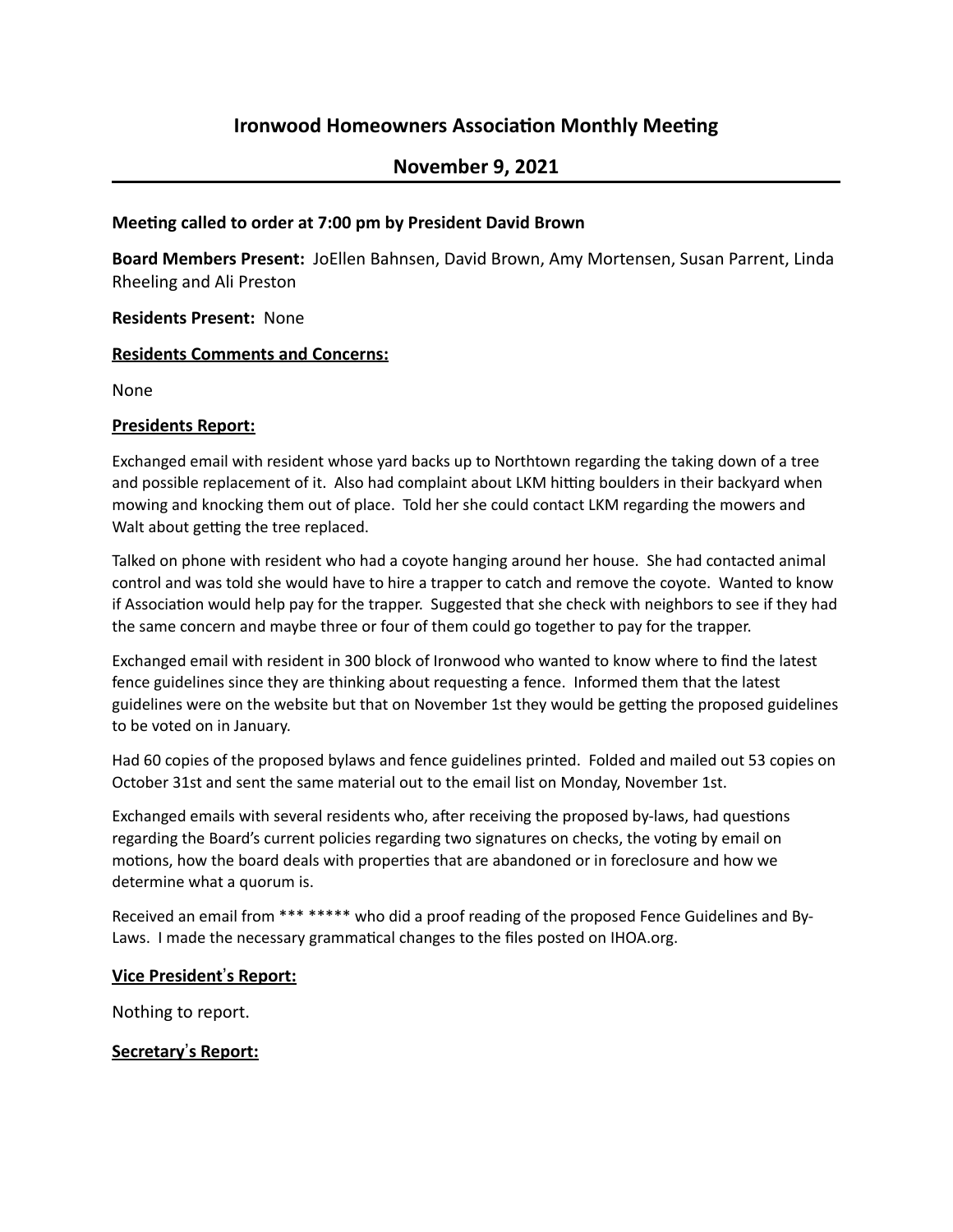# Ironwood Homeowners Association Monthly Meeting

## November 9, 2021

---

**Meeting called to order at 7:00 pm by President David Brown**

**Board Members Present:** JoEllen Bahnsen, David Brown, Amy Mortensen, Susan Parrent, Linda Rheeling and Ali Preston

**Residents Present:** None

**Residents Comments and Concerns:**

None

**Presidents Report:**

Exchanged email with resident whose yard backs up to Northtown regarding the taking down of a tree and possible replacement of it. Also had complaint about LKM hitting boulders in their backyard when mowing and knocking them out of place. Told her she could contact LKM regarding the mowers and Walt about getting the tree replaced.

Talked on phone with resident who had a coyote hanging around her house. She had contacted animal control and was told she would have to hire a trapper to catch and remove the coyote. Wanted to know if Association would help pay for the trapper. Suggested that she check with neighbors to see if they had the same concern and maybe three or four of them could go together to pay for the trapper.

Exchanged email with resident in 300 block of Ironwood who wanted to know where to find the latest fence guidelines since they are thinking about requesting a fence. Informed them that the latest guidelines were on the website but that on November 1st they would be getting the proposed guidelines to be voted on in January.

Had 60 copies of the proposed bylaws and fence guidelines printed. Folded and mailed out 53 copies on October 31st and sent the same material out to the email list on Monday, November 1st.

Exchanged emails with several residents who, after receiving the proposed by-laws, had questions regarding the Board's current policies regarding two signatures on checks, the voting by email on motions, how the board deals with properties that are abandoned or in foreclosure and how we determine what a quorum is.

Received an email from *** ***** who did a proof reading of the proposed Fence Guidelines and By-Laws. I made the necessary grammatical changes to the files posted on IHOA.org.

**Vice President's Report:**

Nothing to report.

**Secretary's Report:**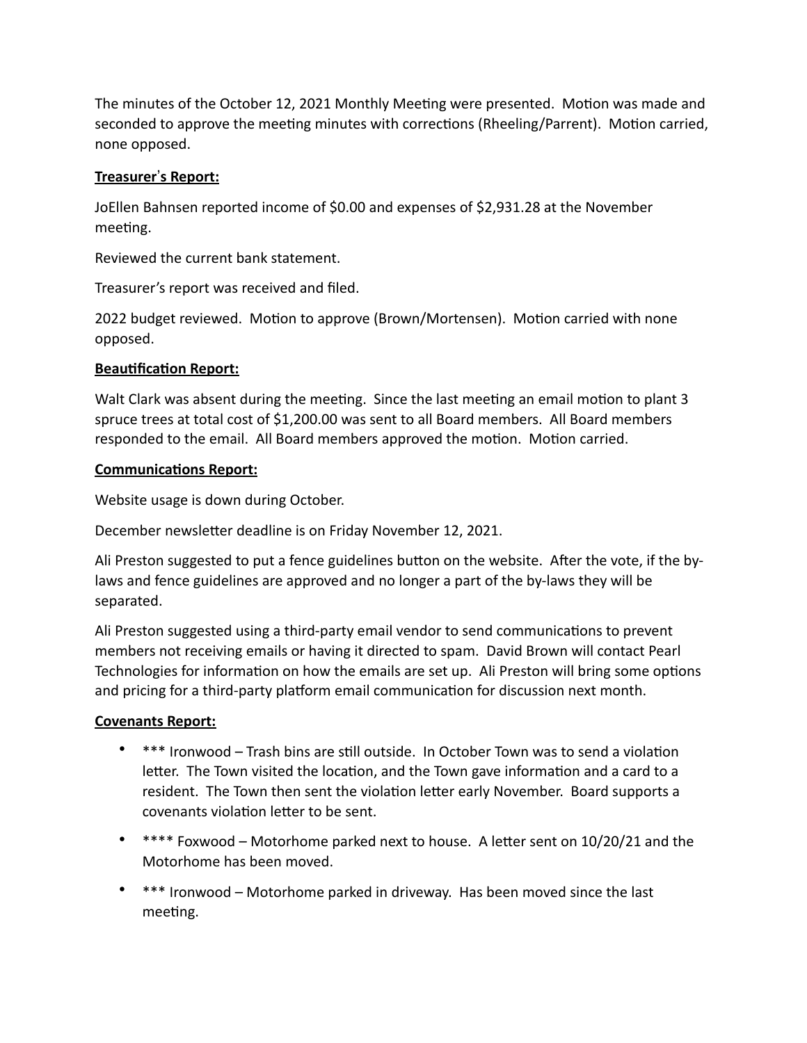The minutes of the October 12, 2021 Monthly Meeting were presented. Motion was made and seconded to approve the meeting minutes with corrections (Rheeling/Parrent). Motion carried, none opposed.

**Treasurer's Report:**

JoEllen Bahnsen reported income of $0.00 and expenses of $2,931.28 at the November meeting.

Reviewed the current bank statement.

Treasurer's report was received and filed.

2022 budget reviewed. Motion to approve (Brown/Mortensen). Motion carried with none opposed.

**Beautification Report:**

Walt Clark was absent during the meeting. Since the last meeting an email motion to plant 3 spruce trees at total cost of $1,200.00 was sent to all Board members. All Board members responded to the email. All Board members approved the motion. Motion carried.

**Communications Report:**

Website usage is down during October.

December newsletter deadline is on Friday November 12, 2021.

Ali Preston suggested to put a fence guidelines button on the website. After the vote, if the by-laws and fence guidelines are approved and no longer a part of the by-laws they will be separated.

Ali Preston suggested using a third-party email vendor to send communications to prevent members not receiving emails or having it directed to spam. David Brown will contact Pearl Technologies for information on how the emails are set up. Ali Preston will bring some options and pricing for a third-party platform email communication for discussion next month.

**Covenants Report:**

- *** Ironwood – Trash bins are still outside. In October Town was to send a violation letter. The Town visited the location, and the Town gave information and a card to a resident. The Town then sent the violation letter early November. Board supports a covenants violation letter to be sent.
- **** Foxwood – Motorhome parked next to house. A letter sent on 10/20/21 and the Motorhome has been moved.
- *** Ironwood – Motorhome parked in driveway. Has been moved since the last meeting.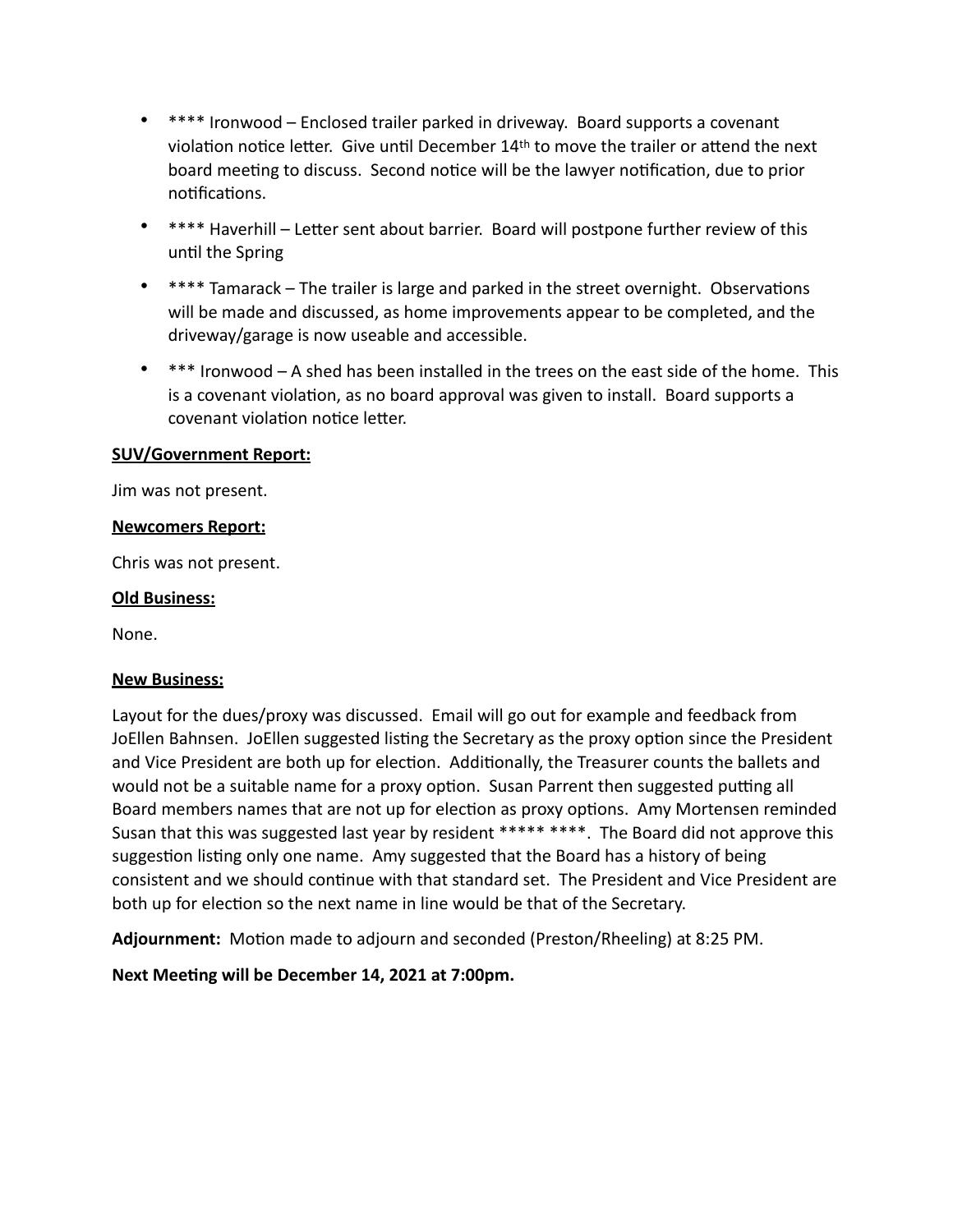- **** Ironwood – Enclosed trailer parked in driveway. Board supports a covenant violation notice letter. Give until December 14th to move the trailer or attend the next board meeting to discuss. Second notice will be the lawyer notification, due to prior notifications.
- **** Haverhill – Letter sent about barrier. Board will postpone further review of this until the Spring
- **** Tamarack – The trailer is large and parked in the street overnight. Observations will be made and discussed, as home improvements appear to be completed, and the driveway/garage is now useable and accessible.
- *** Ironwood – A shed has been installed in the trees on the east side of the home. This is a covenant violation, as no board approval was given to install. Board supports a covenant violation notice letter.

**SUV/Government Report:**

Jim was not present.

**Newcomers Report:**

Chris was not present.

**Old Business:**

None.

**New Business:**

Layout for the dues/proxy was discussed. Email will go out for example and feedback from JoEllen Bahnsen. JoEllen suggested listing the Secretary as the proxy option since the President and Vice President are both up for election. Additionally, the Treasurer counts the ballets and would not be a suitable name for a proxy option. Susan Parrent then suggested putting all Board members names that are not up for election as proxy options. Amy Mortensen reminded Susan that this was suggested last year by resident ***** ****. The Board did not approve this suggestion listing only one name. Amy suggested that the Board has a history of being consistent and we should continue with that standard set. The President and Vice President are both up for election so the next name in line would be that of the Secretary.

**Adjournment:** Motion made to adjourn and seconded (Preston/Rheeling) at 8:25 PM.

**Next Meeting will be December 14, 2021 at 7:00pm.**